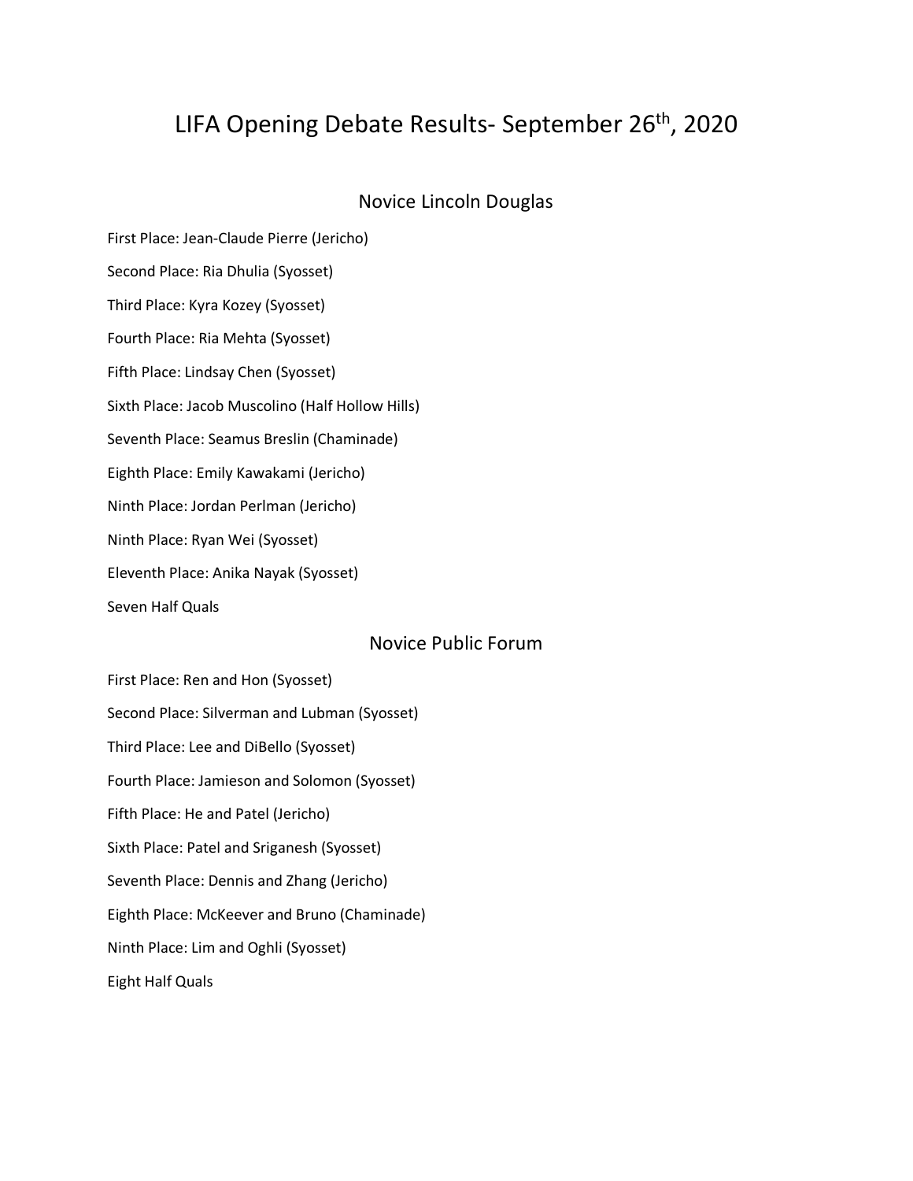# LIFA Opening Debate Results- September 26th, 2020

## Novice Lincoln Douglas

First Place: Jean-Claude Pierre (Jericho)

Second Place: Ria Dhulia (Syosset)

Third Place: Kyra Kozey (Syosset)

Fourth Place: Ria Mehta (Syosset)

Fifth Place: Lindsay Chen (Syosset)

Sixth Place: Jacob Muscolino (Half Hollow Hills)

Seventh Place: Seamus Breslin (Chaminade)

Eighth Place: Emily Kawakami (Jericho)

Ninth Place: Jordan Perlman (Jericho)

Ninth Place: Ryan Wei (Syosset)

Eleventh Place: Anika Nayak (Syosset)

Seven Half Quals

## Novice Public Forum

First Place: Ren and Hon (Syosset)

Second Place: Silverman and Lubman (Syosset)

Third Place: Lee and DiBello (Syosset)

Fourth Place: Jamieson and Solomon (Syosset)

Fifth Place: He and Patel (Jericho)

Sixth Place: Patel and Sriganesh (Syosset)

Seventh Place: Dennis and Zhang (Jericho)

Eighth Place: McKeever and Bruno (Chaminade)

Ninth Place: Lim and Oghli (Syosset)

Eight Half Quals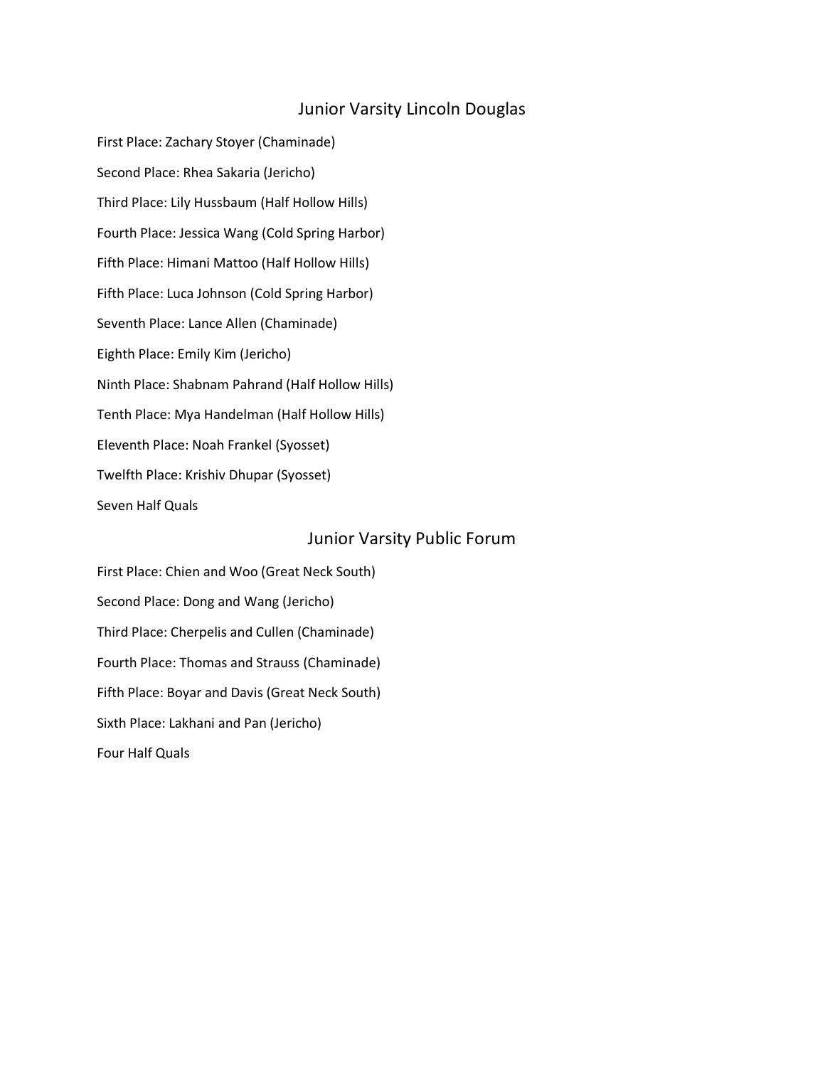## Junior Varsity Lincoln Douglas

First Place: Zachary Stoyer (Chaminade)

Second Place: Rhea Sakaria (Jericho)

Third Place: Lily Hussbaum (Half Hollow Hills)

Fourth Place: Jessica Wang (Cold Spring Harbor)

Fifth Place: Himani Mattoo (Half Hollow Hills)

Fifth Place: Luca Johnson (Cold Spring Harbor)

Seventh Place: Lance Allen (Chaminade)

Eighth Place: Emily Kim (Jericho)

Ninth Place: Shabnam Pahrand (Half Hollow Hills)

Tenth Place: Mya Handelman (Half Hollow Hills)

Eleventh Place: Noah Frankel (Syosset)

Twelfth Place: Krishiv Dhupar (Syosset)

Seven Half Quals

## Junior Varsity Public Forum

First Place: Chien and Woo (Great Neck South)

Second Place: Dong and Wang (Jericho)

Third Place: Cherpelis and Cullen (Chaminade)

Fourth Place: Thomas and Strauss (Chaminade)

Fifth Place: Boyar and Davis (Great Neck South)

Sixth Place: Lakhani and Pan (Jericho)

Four Half Quals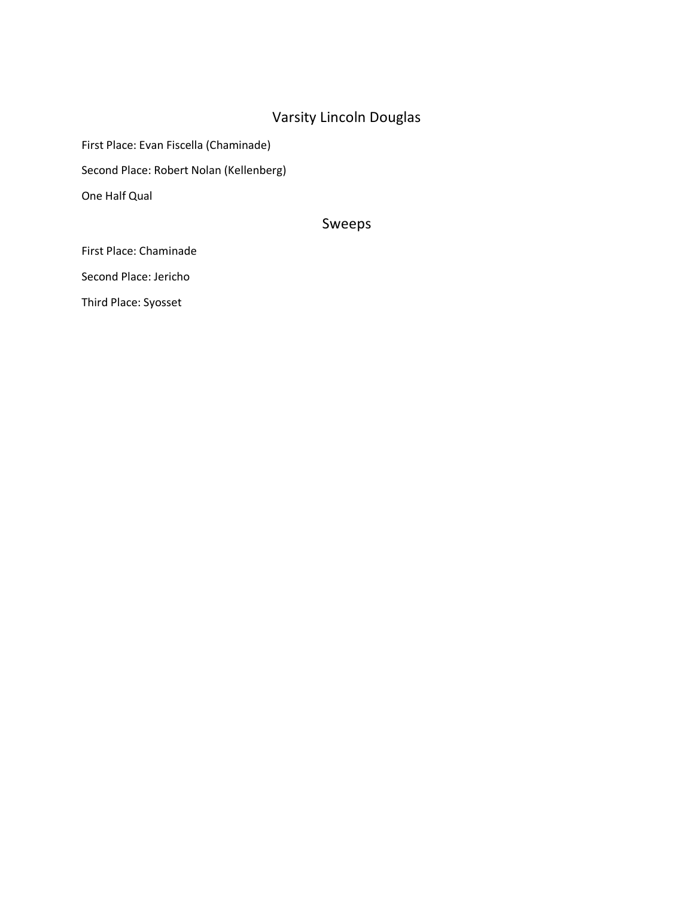## Varsity Lincoln Douglas

First Place: Evan Fiscella (Chaminade)

Second Place: Robert Nolan (Kellenberg)

One Half Qual

## Sweeps

First Place: Chaminade

Second Place: Jericho

Third Place: Syosset